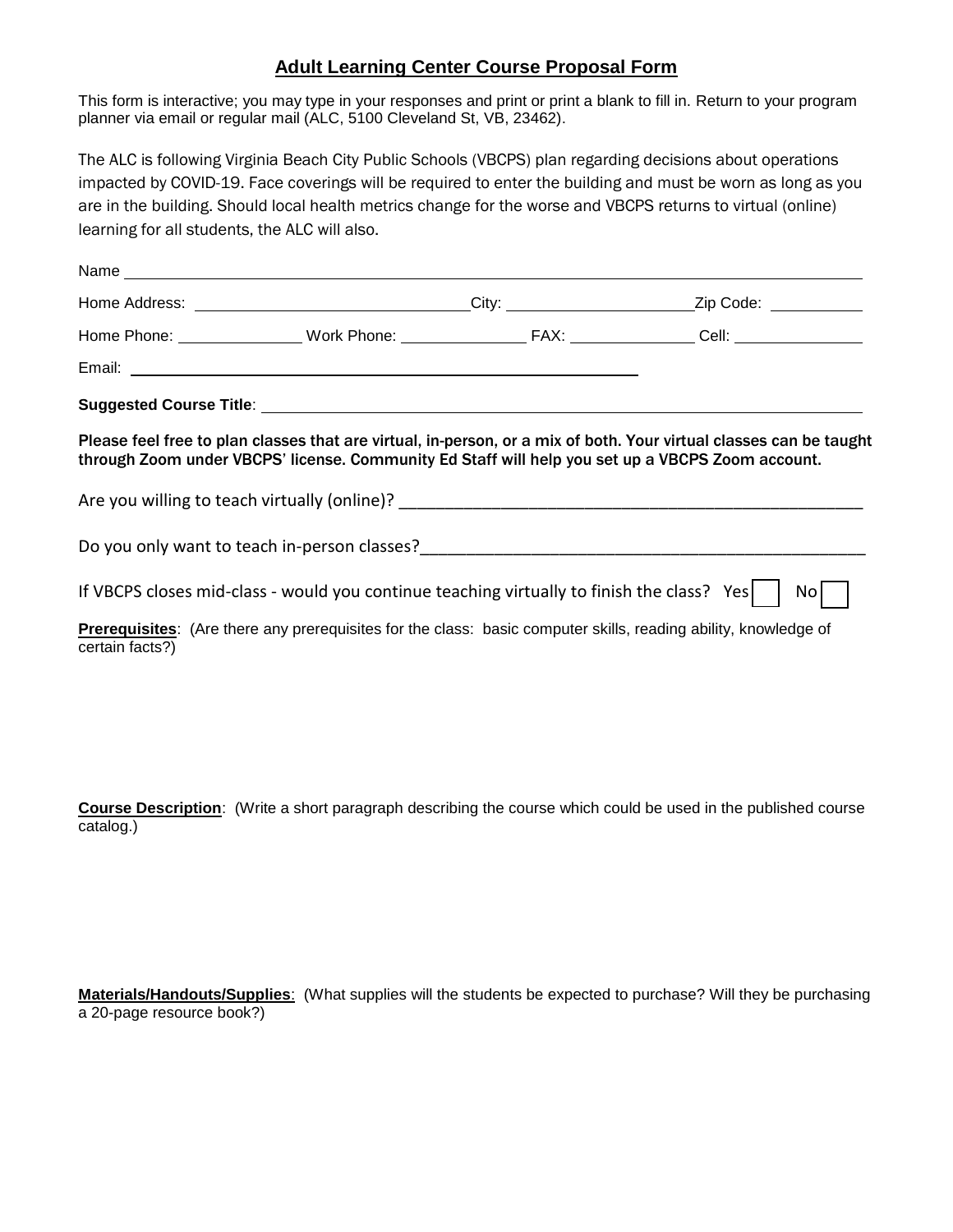## Adult Learning Center Course Proposal Form

This form is interactive; you may type in your responses and print or print a blank to fill in. Return to your program planner via email or regular mail (ALC, 5100 Cleveland St, VB, 23462).

The ALC is following Virginia Beach City Public Schools (VBCPS) plan regarding decisions about operations impacted by COVID-19. Face coverings will be required to enter the building and must be worn as long as you are in the building. Should local health metrics change for the worse and VBCPS returns to virtual (online) learning for all students, the ALC will also.

Name ______________________________________________________________________

Home Address: ______________________ City: ______________________ Zip Code: __________

Home Phone: ______________ Work Phone: ______________ FAX: ______________ Cell: ______________

Email: ______________________________________________

**Suggested Course Title**: ______________________________________________________________

**Please feel free to plan classes that are virtual, in-person, or a mix of both. Your virtual classes can be taught through Zoom under VBCPS' license. Community Ed Staff will help you set up a VBCPS Zoom account.**

Are you willing to teach virtually (online)? _______________________________________________

Do you only want to teach in-person classes?_______________________________________________

If VBCPS closes mid-class - would you continue teaching virtually to finish the class? Yes ☐ No ☐

**Prerequisites**: (Are there any prerequisites for the class: basic computer skills, reading ability, knowledge of certain facts?)

**Course Description**: (Write a short paragraph describing the course which could be used in the published course catalog.)

**Materials/Handouts/Supplies**: (What supplies will the students be expected to purchase? Will they be purchasing a 20-page resource book?)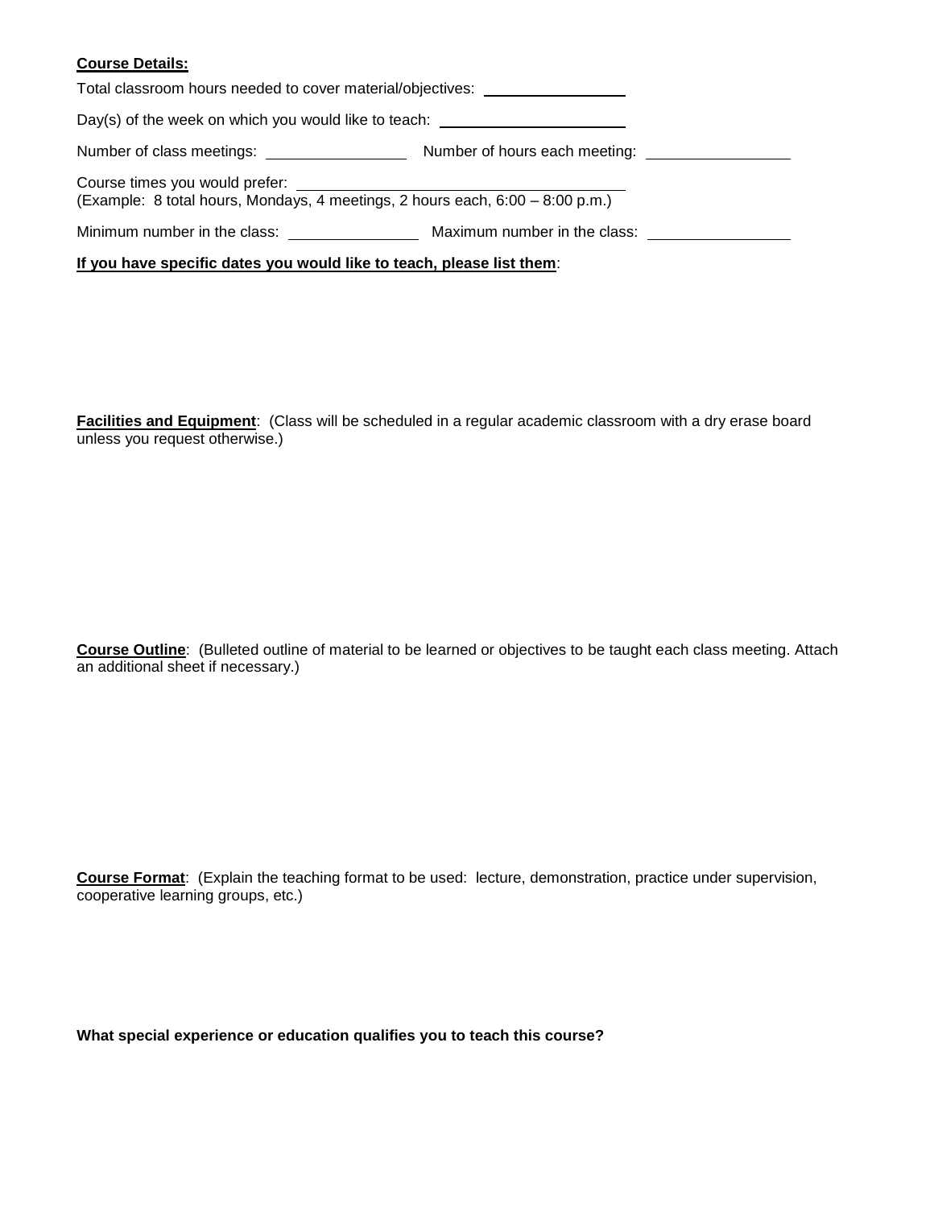**Course Details:**

Total classroom hours needed to cover material/objectives: \_\_\_\_\_\_\_\_\_\_\_\_\_\_\_\_

Day(s) of the week on which you would like to teach: \_\_\_\_\_\_\_\_\_\_\_\_\_\_\_\_\_\_\_\_\_\_

Number of class meetings: \_\_\_\_\_\_\_\_\_\_\_\_\_\_\_\_ Number of hours each meeting: \_\_\_\_\_\_\_\_\_\_\_\_\_\_\_\_

Course times you would prefer: \_\_\_\_\_\_\_\_\_\_\_\_\_\_\_\_\_\_\_\_\_\_\_\_\_\_\_\_\_\_\_\_\_\_\_\_\_\_\_\_
(Example: 8 total hours, Mondays, 4 meetings, 2 hours each, 6:00 – 8:00 p.m.)

Minimum number in the class: \_\_\_\_\_\_\_\_\_\_\_\_\_\_\_\_ Maximum number in the class: \_\_\_\_\_\_\_\_\_\_\_\_\_\_\_\_

**If you have specific dates you would like to teach, please list them**:

**Facilities and Equipment**: (Class will be scheduled in a regular academic classroom with a dry erase board unless you request otherwise.)

**Course Outline**: (Bulleted outline of material to be learned or objectives to be taught each class meeting. Attach an additional sheet if necessary.)

**Course Format**: (Explain the teaching format to be used: lecture, demonstration, practice under supervision, cooperative learning groups, etc.)

**What special experience or education qualifies you to teach this course?**